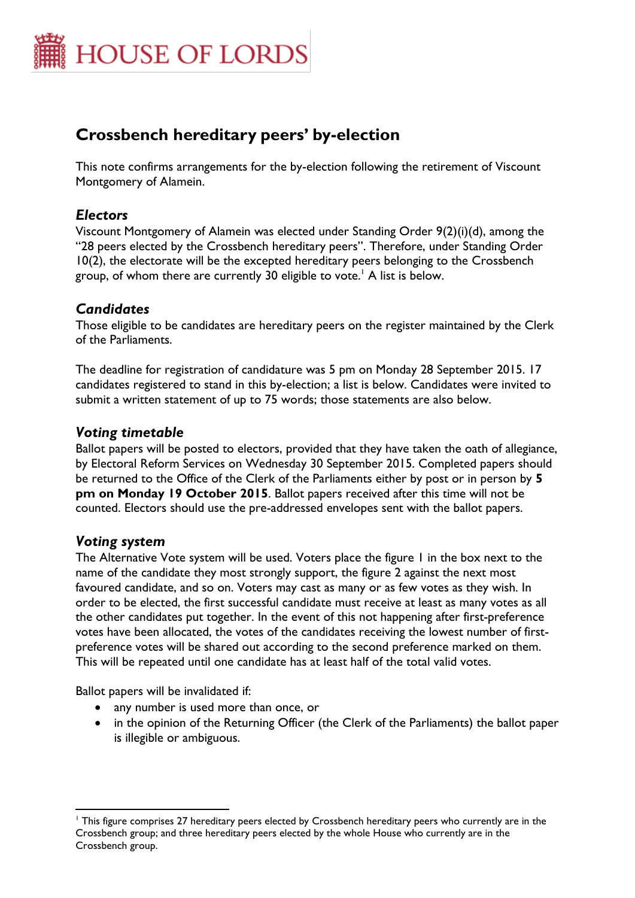HOUSE OF LORDS

# Crossbench hereditary peers' by-election

This note confirms arrangements for the by-election following the retirement of Viscount Montgomery of Alamein.

### *Electors*

Viscount Montgomery of Alamein was elected under Standing Order 9(2)(i)(d), among the "28 peers elected by the Crossbench hereditary peers". Therefore, under Standing Order 10(2), the electorate will be the excepted hereditary peers belonging to the Crossbench group, of whom there are currently 30 eligible to vote.[1] A list is below.

### *Candidates*

Those eligible to be candidates are hereditary peers on the register maintained by the Clerk of the Parliaments.

The deadline for registration of candidature was 5 pm on Monday 28 September 2015. 17 candidates registered to stand in this by-election; a list is below. Candidates were invited to submit a written statement of up to 75 words; those statements are also below.

### *Voting timetable*

Ballot papers will be posted to electors, provided that they have taken the oath of allegiance, by Electoral Reform Services on Wednesday 30 September 2015. Completed papers should be returned to the Office of the Clerk of the Parliaments either by post or in person by **5 pm on Monday 19 October 2015**. Ballot papers received after this time will not be counted. Electors should use the pre-addressed envelopes sent with the ballot papers.

### *Voting system*

The Alternative Vote system will be used. Voters place the figure 1 in the box next to the name of the candidate they most strongly support, the figure 2 against the next most favoured candidate, and so on. Voters may cast as many or as few votes as they wish. In order to be elected, the first successful candidate must receive at least as many votes as all the other candidates put together. In the event of this not happening after first-preference votes have been allocated, the votes of the candidates receiving the lowest number of first-preference votes will be shared out according to the second preference marked on them. This will be repeated until one candidate has at least half of the total valid votes.

Ballot papers will be invalidated if:

- any number is used more than once, or
- in the opinion of the Returning Officer (the Clerk of the Parliaments) the ballot paper is illegible or ambiguous.

---

[1] This figure comprises 27 hereditary peers elected by Crossbench hereditary peers who currently are in the Crossbench group; and three hereditary peers elected by the whole House who currently are in the Crossbench group.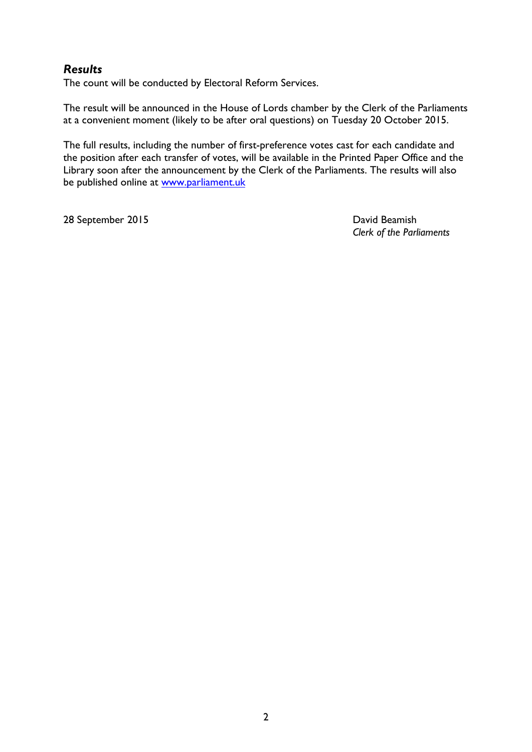### *Results*

The count will be conducted by Electoral Reform Services.

The result will be announced in the House of Lords chamber by the Clerk of the Parliaments at a convenient moment (likely to be after oral questions) on Tuesday 20 October 2015.

The full results, including the number of first-preference votes cast for each candidate and the position after each transfer of votes, will be available in the Printed Paper Office and the Library soon after the announcement by the Clerk of the Parliaments. The results will also be published online at [www.parliament.uk](http://www.parliament.uk)

28 September 2015

David Beamish
*Clerk of the Parliaments*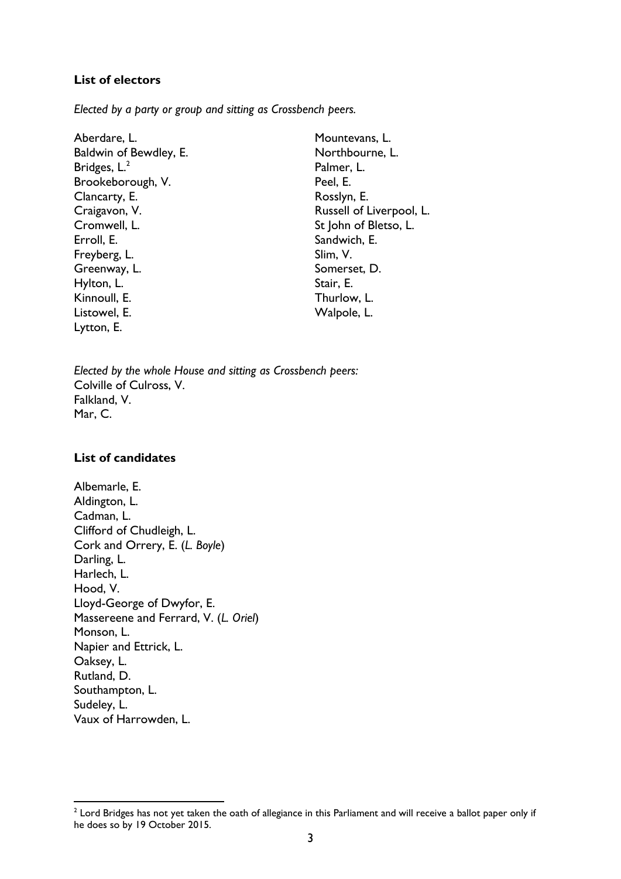## List of electors

*Elected by a party or group and sitting as Crossbench peers.*

Aberdare, L.
Baldwin of Bewdley, E.
Bridges, L.[2]
Brookeborough, V.
Clancarty, E.
Craigavon, V.
Cromwell, L.
Erroll, E.
Freyberg, L.
Greenway, L.
Hylton, L.
Kinnoull, E.
Listowel, E.
Lytton, E.
Mountevans, L.
Northbourne, L.
Palmer, L.
Peel, E.
Rosslyn, E.
Russell of Liverpool, L.
St John of Bletso, L.
Sandwich, E.
Slim, V.
Somerset, D.
Stair, E.
Thurlow, L.
Walpole, L.

*Elected by the whole House and sitting as Crossbench peers:*
Colville of Culross, V.
Falkland, V.
Mar, C.

## List of candidates

Albemarle, E.
Aldington, L.
Cadman, L.
Clifford of Chudleigh, L.
Cork and Orrery, E. (*L. Boyle*)
Darling, L.
Harlech, L.
Hood, V.
Lloyd-George of Dwyfor, E.
Massereene and Ferrard, V. (*L. Oriel*)
Monson, L.
Napier and Ettrick, L.
Oaksey, L.
Rutland, D.
Southampton, L.
Sudeley, L.
Vaux of Harrowden, L.

[2] Lord Bridges has not yet taken the oath of allegiance in this Parliament and will receive a ballot paper only if he does so by 19 October 2015.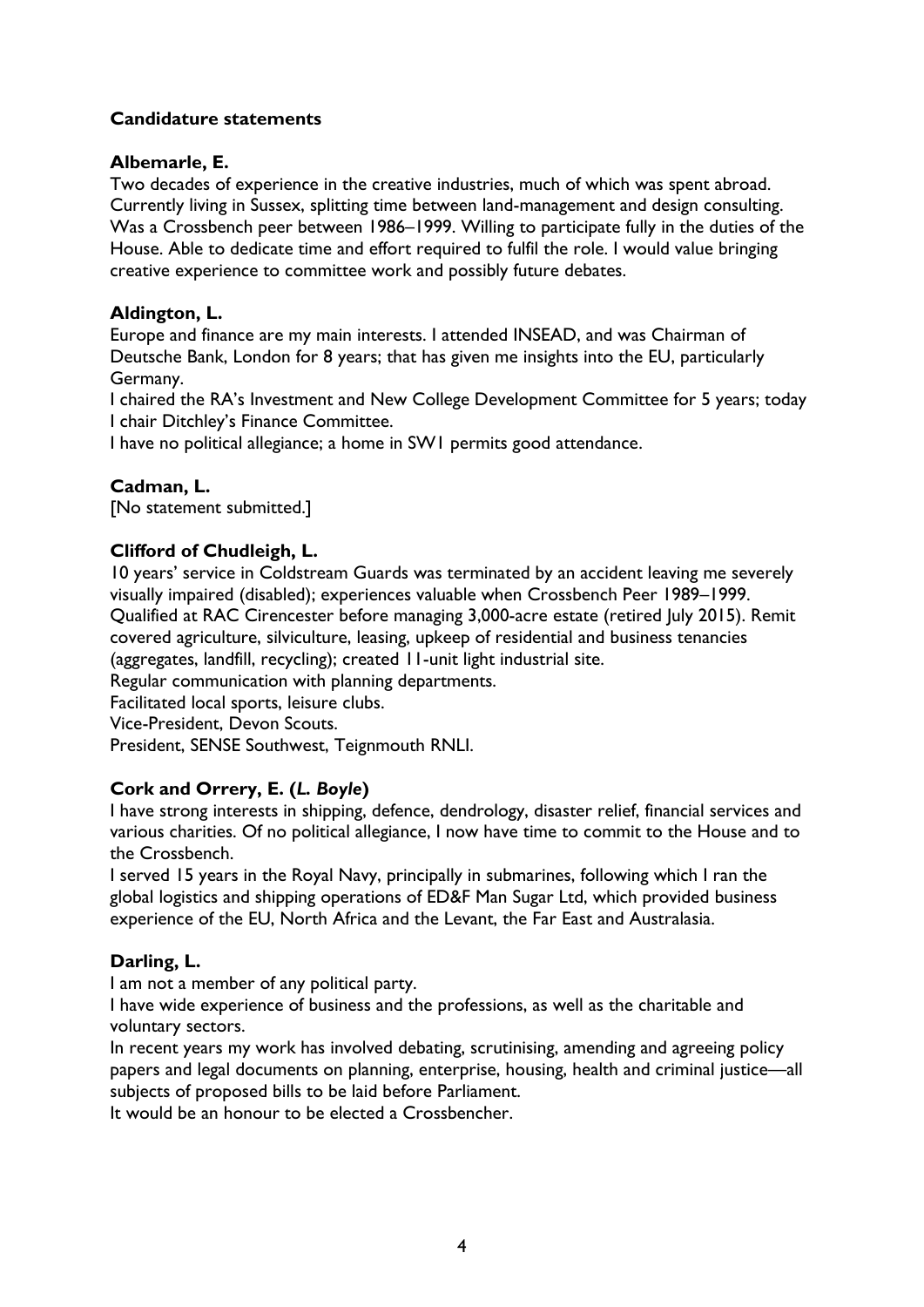**Candidature statements**

**Albemarle, E.**

Two decades of experience in the creative industries, much of which was spent abroad. Currently living in Sussex, splitting time between land-management and design consulting. Was a Crossbench peer between 1986–1999. Willing to participate fully in the duties of the House. Able to dedicate time and effort required to fulfil the role. I would value bringing creative experience to committee work and possibly future debates.

**Aldington, L.**

Europe and finance are my main interests. I attended INSEAD, and was Chairman of Deutsche Bank, London for 8 years; that has given me insights into the EU, particularly Germany.

I chaired the RA's Investment and New College Development Committee for 5 years; today I chair Ditchley's Finance Committee.

I have no political allegiance; a home in SW1 permits good attendance.

**Cadman, L.**

[No statement submitted.]

**Clifford of Chudleigh, L.**

10 years' service in Coldstream Guards was terminated by an accident leaving me severely visually impaired (disabled); experiences valuable when Crossbench Peer 1989–1999.
Qualified at RAC Cirencester before managing 3,000-acre estate (retired July 2015). Remit covered agriculture, silviculture, leasing, upkeep of residential and business tenancies (aggregates, landfill, recycling); created 11-unit light industrial site.
Regular communication with planning departments.
Facilitated local sports, leisure clubs.
Vice-President, Devon Scouts.
President, SENSE Southwest, Teignmouth RNLI.

**Cork and Orrery, E. (*L. Boyle*)**

I have strong interests in shipping, defence, dendrology, disaster relief, financial services and various charities. Of no political allegiance, I now have time to commit to the House and to the Crossbench.

I served 15 years in the Royal Navy, principally in submarines, following which I ran the global logistics and shipping operations of ED&F Man Sugar Ltd, which provided business experience of the EU, North Africa and the Levant, the Far East and Australasia.

**Darling, L.**

I am not a member of any political party.

I have wide experience of business and the professions, as well as the charitable and voluntary sectors.

In recent years my work has involved debating, scrutinising, amending and agreeing policy papers and legal documents on planning, enterprise, housing, health and criminal justice—all subjects of proposed bills to be laid before Parliament.

It would be an honour to be elected a Crossbencher.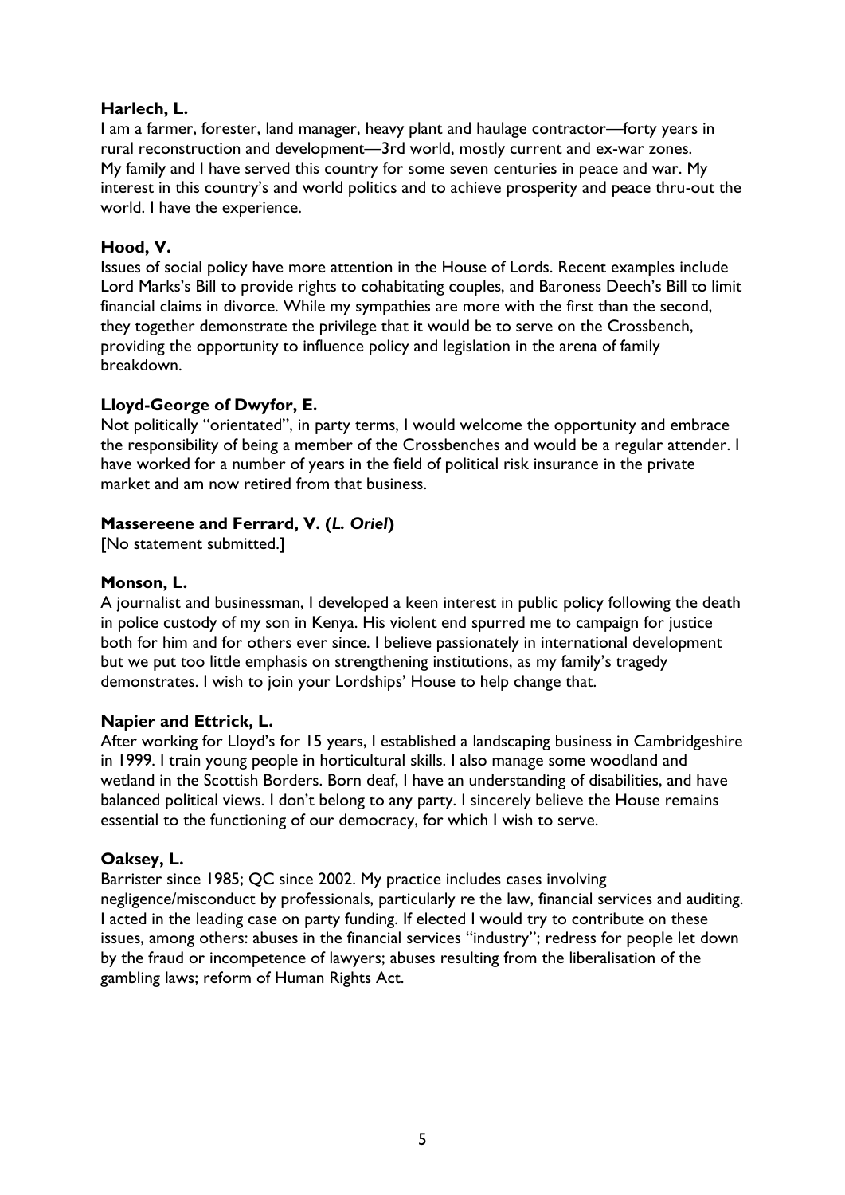**Harlech, L.**

I am a farmer, forester, land manager, heavy plant and haulage contractor—forty years in rural reconstruction and development—3rd world, mostly current and ex-war zones. My family and I have served this country for some seven centuries in peace and war. My interest in this country's and world politics and to achieve prosperity and peace thru-out the world. I have the experience.

**Hood, V.**

Issues of social policy have more attention in the House of Lords. Recent examples include Lord Marks's Bill to provide rights to cohabitating couples, and Baroness Deech's Bill to limit financial claims in divorce. While my sympathies are more with the first than the second, they together demonstrate the privilege that it would be to serve on the Crossbench, providing the opportunity to influence policy and legislation in the arena of family breakdown.

**Lloyd-George of Dwyfor, E.**

Not politically "orientated", in party terms, I would welcome the opportunity and embrace the responsibility of being a member of the Crossbenches and would be a regular attender. I have worked for a number of years in the field of political risk insurance in the private market and am now retired from that business.

**Massereene and Ferrard, V. (*L. Oriel*)**

[No statement submitted.]

**Monson, L.**

A journalist and businessman, I developed a keen interest in public policy following the death in police custody of my son in Kenya. His violent end spurred me to campaign for justice both for him and for others ever since. I believe passionately in international development but we put too little emphasis on strengthening institutions, as my family's tragedy demonstrates. I wish to join your Lordships' House to help change that.

**Napier and Ettrick, L.**

After working for Lloyd's for 15 years, I established a landscaping business in Cambridgeshire in 1999. I train young people in horticultural skills. I also manage some woodland and wetland in the Scottish Borders. Born deaf, I have an understanding of disabilities, and have balanced political views. I don't belong to any party. I sincerely believe the House remains essential to the functioning of our democracy, for which I wish to serve.

**Oaksey, L.**

Barrister since 1985; QC since 2002. My practice includes cases involving negligence/misconduct by professionals, particularly re the law, financial services and auditing. I acted in the leading case on party funding. If elected I would try to contribute on these issues, among others: abuses in the financial services "industry"; redress for people let down by the fraud or incompetence of lawyers; abuses resulting from the liberalisation of the gambling laws; reform of Human Rights Act.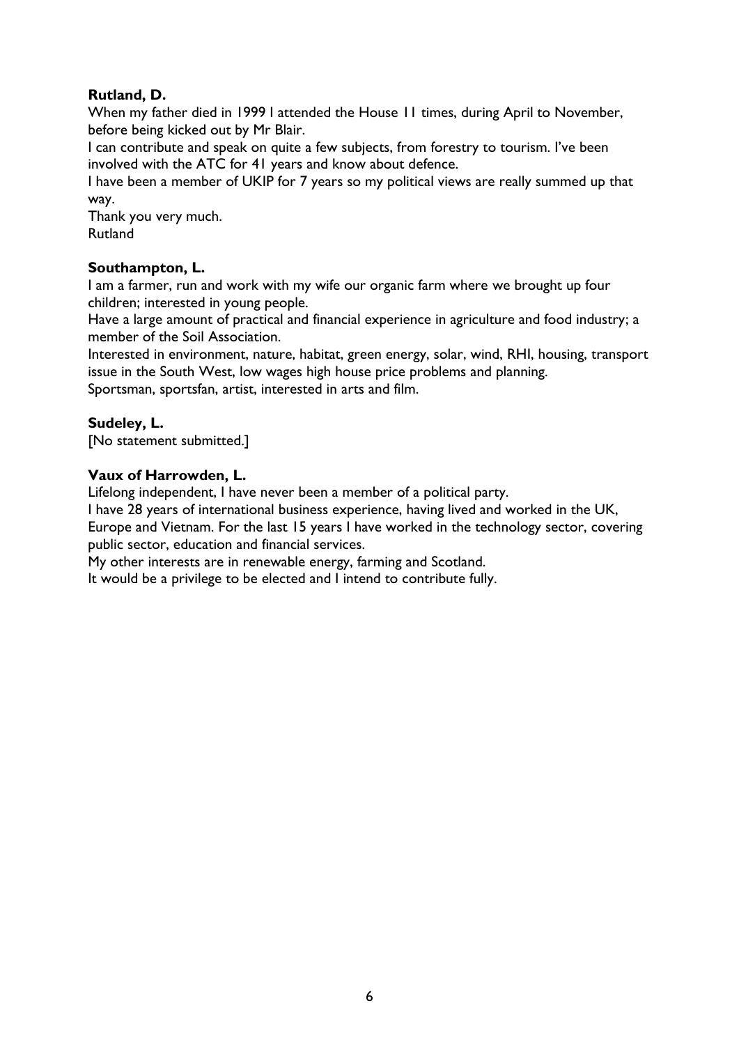**Rutland, D.**

When my father died in 1999 I attended the House 11 times, during April to November, before being kicked out by Mr Blair.

I can contribute and speak on quite a few subjects, from forestry to tourism. I've been involved with the ATC for 41 years and know about defence.

I have been a member of UKIP for 7 years so my political views are really summed up that way.

Thank you very much.

Rutland

**Southampton, L.**

I am a farmer, run and work with my wife our organic farm where we brought up four children; interested in young people.

Have a large amount of practical and financial experience in agriculture and food industry; a member of the Soil Association.

Interested in environment, nature, habitat, green energy, solar, wind, RHI, housing, transport issue in the South West, low wages high house price problems and planning.

Sportsman, sportsfan, artist, interested in arts and film.

**Sudeley, L.**

[No statement submitted.]

**Vaux of Harrowden, L.**

Lifelong independent, I have never been a member of a political party.

I have 28 years of international business experience, having lived and worked in the UK, Europe and Vietnam. For the last 15 years I have worked in the technology sector, covering public sector, education and financial services.

My other interests are in renewable energy, farming and Scotland.

It would be a privilege to be elected and I intend to contribute fully.